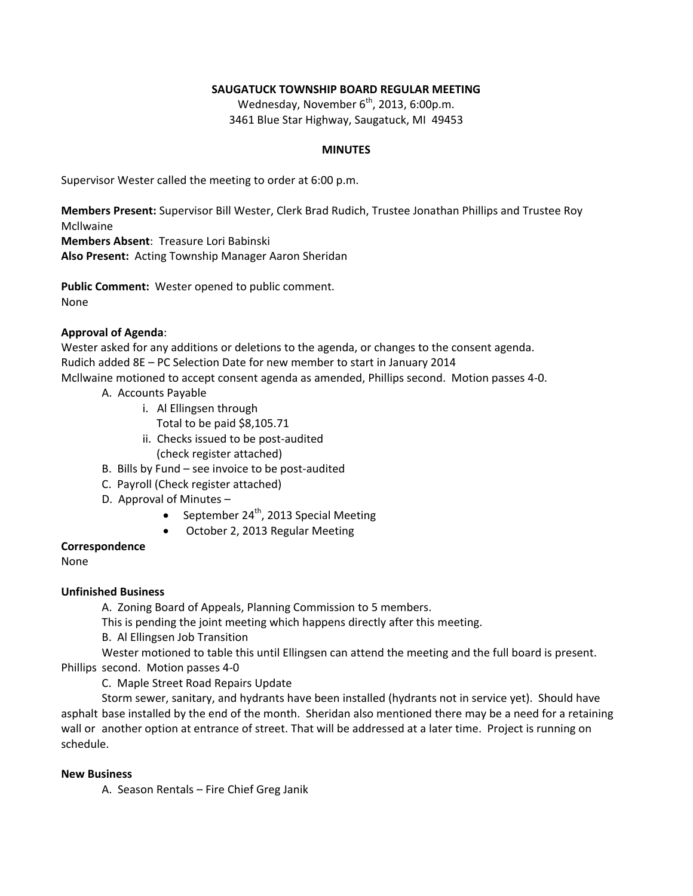**SAUGATUCK TOWNSHIP BOARD REGULAR MEETING**

Wednesday, November 6th, 2013, 6:00p.m.

3461 Blue Star Highway, Saugatuck, MI 49453

**MINUTES**

Supervisor Wester called the meeting to order at 6:00 p.m.

**Members Present:** Supervisor Bill Wester, Clerk Brad Rudich, Trustee Jonathan Phillips and Trustee Roy Mcllwaine

**Members Absent**: Treasure Lori Babinski

**Also Present:** Acting Township Manager Aaron Sheridan

**Public Comment:** Wester opened to public comment.

None

**Approval of Agenda**:

Wester asked for any additions or deletions to the agenda, or changes to the consent agenda.

Rudich added 8E – PC Selection Date for new member to start in January 2014

Mcllwaine motioned to accept consent agenda as amended, Phillips second. Motion passes 4-0.

- A. Accounts Payable
  - i. Al Ellingsen through
    Total to be paid $8,105.71
  - ii. Checks issued to be post-audited
    (check register attached)
- B. Bills by Fund – see invoice to be post-audited
- C. Payroll (Check register attached)
- D. Approval of Minutes –
  - September 24th, 2013 Special Meeting
  - October 2, 2013 Regular Meeting

**Correspondence**

None

**Unfinished Business**

A. Zoning Board of Appeals, Planning Commission to 5 members.

This is pending the joint meeting which happens directly after this meeting.

B. Al Ellingsen Job Transition

Wester motioned to table this until Ellingsen can attend the meeting and the full board is present. Phillips second. Motion passes 4-0

C. Maple Street Road Repairs Update

Storm sewer, sanitary, and hydrants have been installed (hydrants not in service yet). Should have asphalt base installed by the end of the month. Sheridan also mentioned there may be a need for a retaining wall or another option at entrance of street. That will be addressed at a later time. Project is running on schedule.

**New Business**

A. Season Rentals – Fire Chief Greg Janik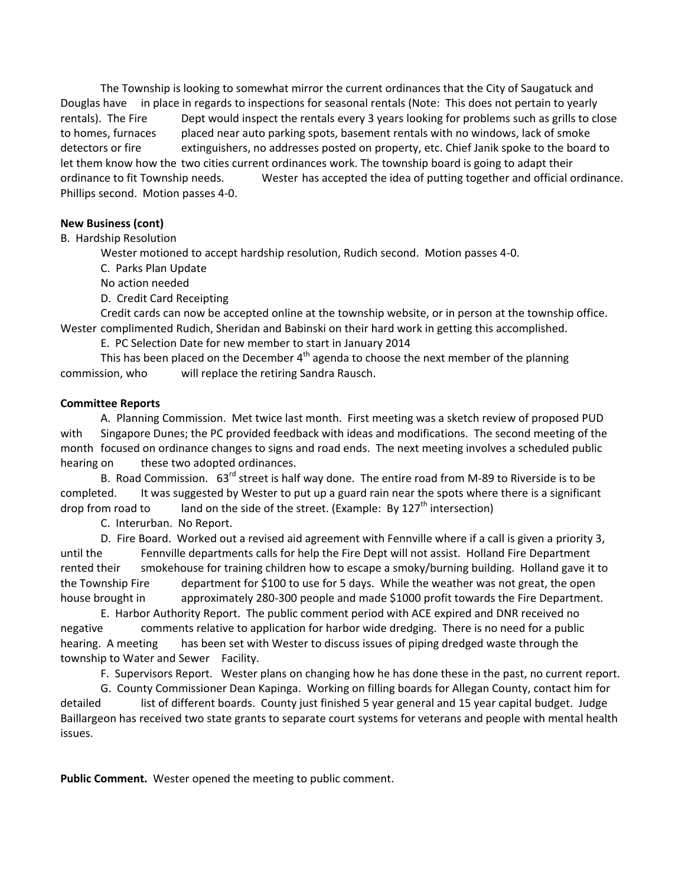The Township is looking to somewhat mirror the current ordinances that the City of Saugatuck and Douglas have in place in regards to inspections for seasonal rentals (Note: This does not pertain to yearly rentals). The Fire Dept would inspect the rentals every 3 years looking for problems such as grills to close to homes, furnaces placed near auto parking spots, basement rentals with no windows, lack of smoke detectors or fire extinguishers, no addresses posted on property, etc. Chief Janik spoke to the board to let them know how the two cities current ordinances work. The township board is going to adapt their ordinance to fit Township needs. Wester has accepted the idea of putting together and official ordinance. Phillips second. Motion passes 4-0.

**New Business (cont)**

B. Hardship Resolution

Wester motioned to accept hardship resolution, Rudich second. Motion passes 4-0.

C. Parks Plan Update

No action needed

D. Credit Card Receipting

Credit cards can now be accepted online at the township website, or in person at the township office. Wester complimented Rudich, Sheridan and Babinski on their hard work in getting this accomplished.

E. PC Selection Date for new member to start in January 2014

This has been placed on the December 4th agenda to choose the next member of the planning commission, who will replace the retiring Sandra Rausch.

**Committee Reports**

A. Planning Commission. Met twice last month. First meeting was a sketch review of proposed PUD with Singapore Dunes; the PC provided feedback with ideas and modifications. The second meeting of the month focused on ordinance changes to signs and road ends. The next meeting involves a scheduled public hearing on these two adopted ordinances.

B. Road Commission. 63rd street is half way done. The entire road from M-89 to Riverside is to be completed. It was suggested by Wester to put up a guard rain near the spots where there is a significant drop from road to land on the side of the street. (Example: By 127th intersection)

C. Interurban. No Report.

D. Fire Board. Worked out a revised aid agreement with Fennville where if a call is given a priority 3, until the Fennville departments calls for help the Fire Dept will not assist. Holland Fire Department rented their smokehouse for training children how to escape a smoky/burning building. Holland gave it to the Township Fire department for $100 to use for 5 days. While the weather was not great, the open house brought in approximately 280-300 people and made $1000 profit towards the Fire Department.

E. Harbor Authority Report. The public comment period with ACE expired and DNR received no negative comments relative to application for harbor wide dredging. There is no need for a public hearing. A meeting has been set with Wester to discuss issues of piping dredged waste through the township to Water and Sewer Facility.

F. Supervisors Report. Wester plans on changing how he has done these in the past, no current report.

G. County Commissioner Dean Kapinga. Working on filling boards for Allegan County, contact him for detailed list of different boards. County just finished 5 year general and 15 year capital budget. Judge Baillargeon has received two state grants to separate court systems for veterans and people with mental health issues.

**Public Comment.** Wester opened the meeting to public comment.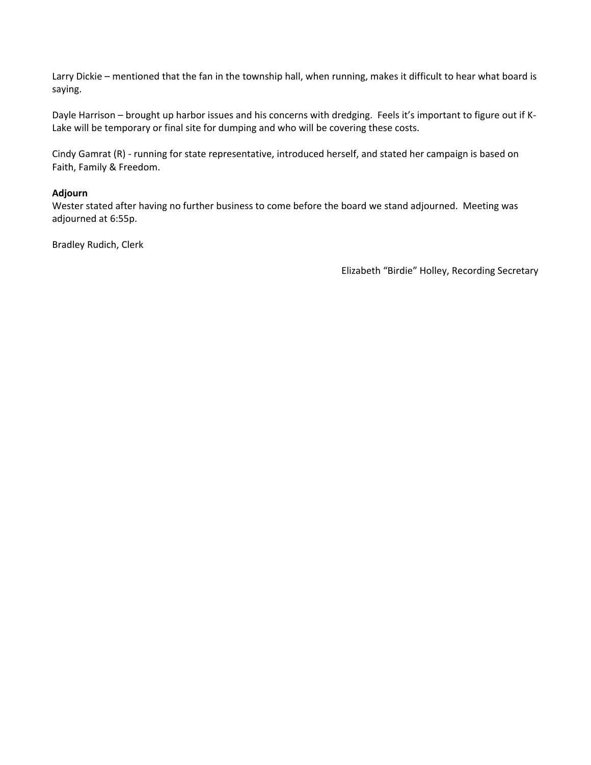Larry Dickie – mentioned that the fan in the township hall, when running, makes it difficult to hear what board is saying.

Dayle Harrison – brought up harbor issues and his concerns with dredging. Feels it's important to figure out if K-Lake will be temporary or final site for dumping and who will be covering these costs.

Cindy Gamrat (R) - running for state representative, introduced herself, and stated her campaign is based on Faith, Family & Freedom.

**Adjourn**

Wester stated after having no further business to come before the board we stand adjourned. Meeting was adjourned at 6:55p.

Bradley Rudich, Clerk

Elizabeth "Birdie" Holley, Recording Secretary